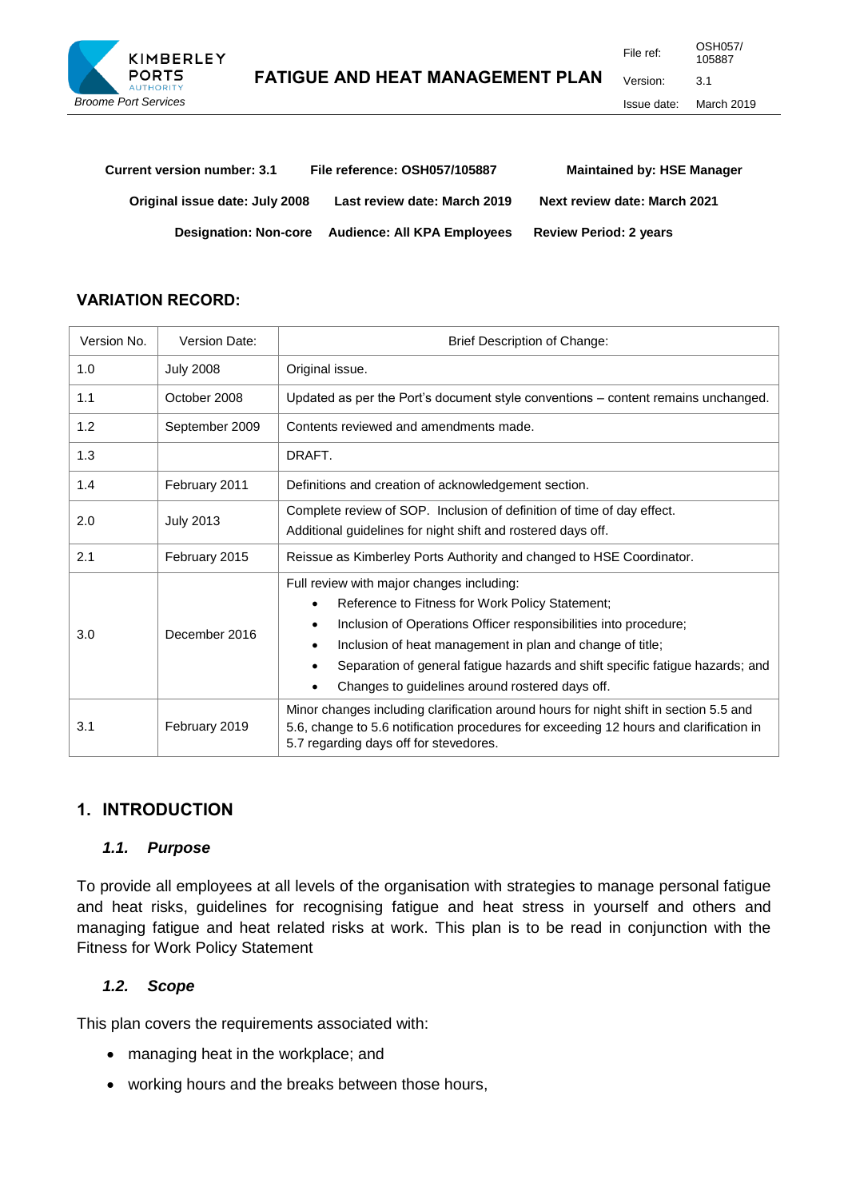**Current version number: 3.1** **File reference: OSH057/105887** **Maintained by: HSE Manager**

**Original issue date: July 2008** **Last review date: March 2019** **Next review date: March 2021**

**Designation: Non-core** **Audience: All KPA Employees** **Review Period: 2 years**

## VARIATION RECORD:

| Version No. | Version Date: | Brief Description of Change: |
|---|---|---|
| 1.0 | July 2008 | Original issue. |
| 1.1 | October 2008 | Updated as per the Port's document style conventions – content remains unchanged. |
| 1.2 | September 2009 | Contents reviewed and amendments made. |
| 1.3 | | DRAFT. |
| 1.4 | February 2011 | Definitions and creation of acknowledgement section. |
| 2.0 | July 2013 | Complete review of SOP. Inclusion of definition of time of day effect. Additional guidelines for night shift and rostered days off. |
| 2.1 | February 2015 | Reissue as Kimberley Ports Authority and changed to HSE Coordinator. |
| 3.0 | December 2016 | Full review with major changes including: • Reference to Fitness for Work Policy Statement; • Inclusion of Operations Officer responsibilities into procedure; • Inclusion of heat management in plan and change of title; • Separation of general fatigue hazards and shift specific fatigue hazards; and • Changes to guidelines around rostered days off. |
| 3.1 | February 2019 | Minor changes including clarification around hours for night shift in section 5.5 and 5.6, change to 5.6 notification procedures for exceeding 12 hours and clarification in 5.7 regarding days off for stevedores. |

# 1. INTRODUCTION

### *1.1. Purpose*

To provide all employees at all levels of the organisation with strategies to manage personal fatigue and heat risks, guidelines for recognising fatigue and heat stress in yourself and others and managing fatigue and heat related risks at work. This plan is to be read in conjunction with the Fitness for Work Policy Statement

### *1.2. Scope*

This plan covers the requirements associated with:

- managing heat in the workplace; and
- working hours and the breaks between those hours,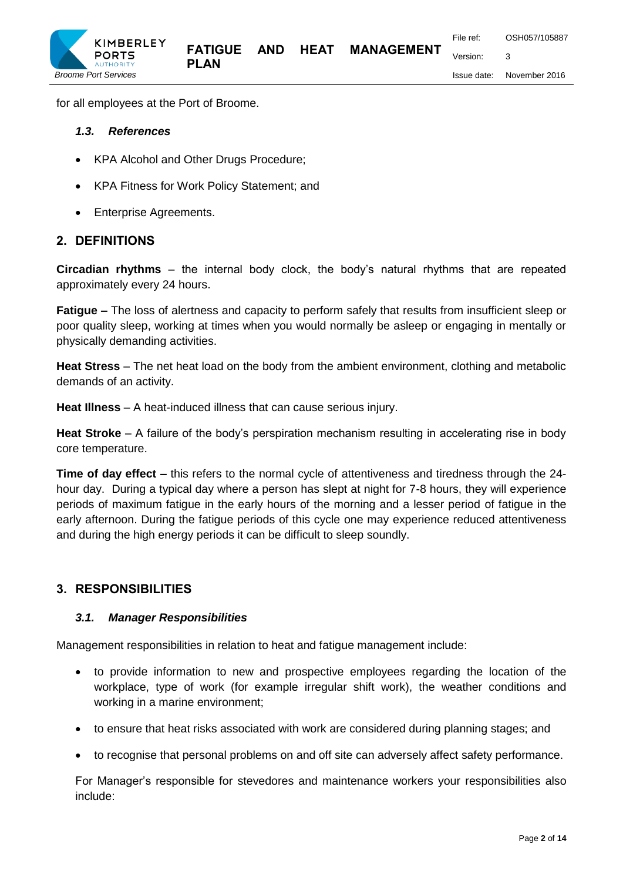for all employees at the Port of Broome.

### *1.3. References*

- KPA Alcohol and Other Drugs Procedure;
- KPA Fitness for Work Policy Statement; and
- Enterprise Agreements.

## 2. DEFINITIONS

**Circadian rhythms** – the internal body clock, the body's natural rhythms that are repeated approximately every 24 hours.

**Fatigue –** The loss of alertness and capacity to perform safely that results from insufficient sleep or poor quality sleep, working at times when you would normally be asleep or engaging in mentally or physically demanding activities.

**Heat Stress** – The net heat load on the body from the ambient environment, clothing and metabolic demands of an activity.

**Heat Illness** – A heat-induced illness that can cause serious injury.

**Heat Stroke** – A failure of the body's perspiration mechanism resulting in accelerating rise in body core temperature.

**Time of day effect –** this refers to the normal cycle of attentiveness and tiredness through the 24-hour day. During a typical day where a person has slept at night for 7-8 hours, they will experience periods of maximum fatigue in the early hours of the morning and a lesser period of fatigue in the early afternoon. During the fatigue periods of this cycle one may experience reduced attentiveness and during the high energy periods it can be difficult to sleep soundly.

## 3. RESPONSIBILITIES

### *3.1. Manager Responsibilities*

Management responsibilities in relation to heat and fatigue management include:

- to provide information to new and prospective employees regarding the location of the workplace, type of work (for example irregular shift work), the weather conditions and working in a marine environment;
- to ensure that heat risks associated with work are considered during planning stages; and
- to recognise that personal problems on and off site can adversely affect safety performance.

For Manager's responsible for stevedores and maintenance workers your responsibilities also include: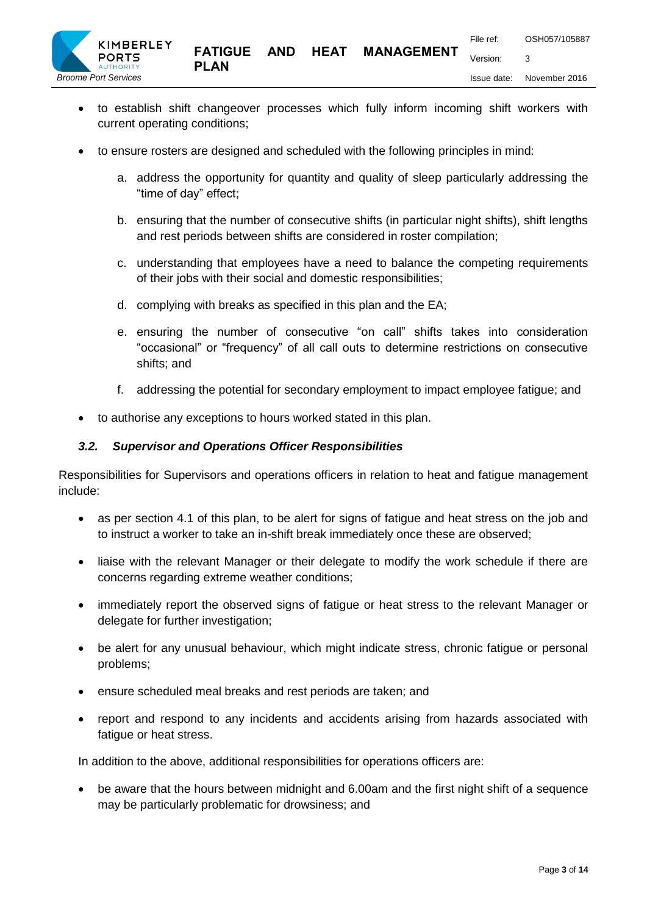- to establish shift changeover processes which fully inform incoming shift workers with current operating conditions;
- to ensure rosters are designed and scheduled with the following principles in mind:
    a. address the opportunity for quantity and quality of sleep particularly addressing the "time of day" effect;
    b. ensuring that the number of consecutive shifts (in particular night shifts), shift lengths and rest periods between shifts are considered in roster compilation;
    c. understanding that employees have a need to balance the competing requirements of their jobs with their social and domestic responsibilities;
    d. complying with breaks as specified in this plan and the EA;
    e. ensuring the number of consecutive "on call" shifts takes into consideration "occasional" or "frequency" of all call outs to determine restrictions on consecutive shifts; and
    f. addressing the potential for secondary employment to impact employee fatigue; and
- to authorise any exceptions to hours worked stated in this plan.

### *3.2. Supervisor and Operations Officer Responsibilities*

Responsibilities for Supervisors and operations officers in relation to heat and fatigue management include:

- as per section 4.1 of this plan, to be alert for signs of fatigue and heat stress on the job and to instruct a worker to take an in-shift break immediately once these are observed;
- liaise with the relevant Manager or their delegate to modify the work schedule if there are concerns regarding extreme weather conditions;
- immediately report the observed signs of fatigue or heat stress to the relevant Manager or delegate for further investigation;
- be alert for any unusual behaviour, which might indicate stress, chronic fatigue or personal problems;
- ensure scheduled meal breaks and rest periods are taken; and
- report and respond to any incidents and accidents arising from hazards associated with fatigue or heat stress.

In addition to the above, additional responsibilities for operations officers are:

- be aware that the hours between midnight and 6.00am and the first night shift of a sequence may be particularly problematic for drowsiness; and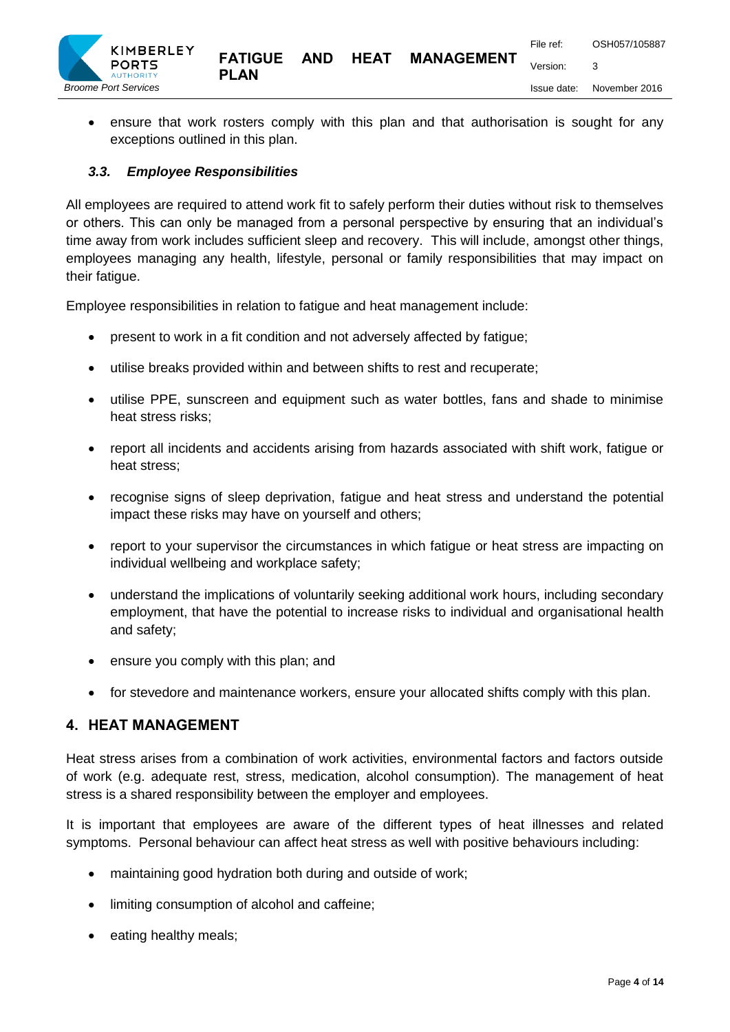- ensure that work rosters comply with this plan and that authorisation is sought for any exceptions outlined in this plan.

### *3.3. Employee Responsibilities*

All employees are required to attend work fit to safely perform their duties without risk to themselves or others. This can only be managed from a personal perspective by ensuring that an individual's time away from work includes sufficient sleep and recovery. This will include, amongst other things, employees managing any health, lifestyle, personal or family responsibilities that may impact on their fatigue.

Employee responsibilities in relation to fatigue and heat management include:

- present to work in a fit condition and not adversely affected by fatigue;
- utilise breaks provided within and between shifts to rest and recuperate;
- utilise PPE, sunscreen and equipment such as water bottles, fans and shade to minimise heat stress risks;
- report all incidents and accidents arising from hazards associated with shift work, fatigue or heat stress;
- recognise signs of sleep deprivation, fatigue and heat stress and understand the potential impact these risks may have on yourself and others;
- report to your supervisor the circumstances in which fatigue or heat stress are impacting on individual wellbeing and workplace safety;
- understand the implications of voluntarily seeking additional work hours, including secondary employment, that have the potential to increase risks to individual and organisational health and safety;
- ensure you comply with this plan; and
- for stevedore and maintenance workers, ensure your allocated shifts comply with this plan.

## 4. HEAT MANAGEMENT

Heat stress arises from a combination of work activities, environmental factors and factors outside of work (e.g. adequate rest, stress, medication, alcohol consumption). The management of heat stress is a shared responsibility between the employer and employees.

It is important that employees are aware of the different types of heat illnesses and related symptoms. Personal behaviour can affect heat stress as well with positive behaviours including:

- maintaining good hydration both during and outside of work;
- limiting consumption of alcohol and caffeine;
- eating healthy meals;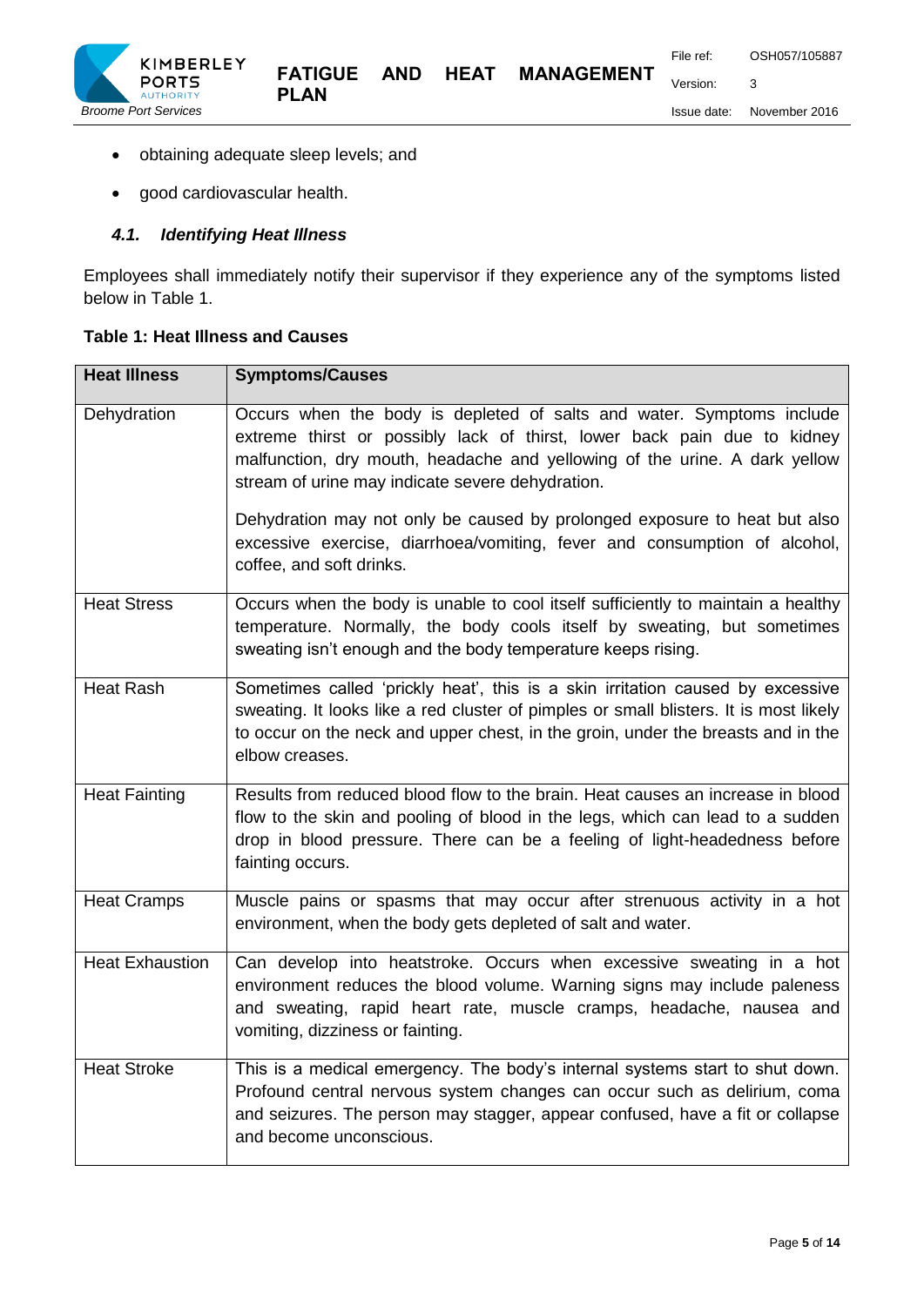- obtaining adequate sleep levels; and
- good cardiovascular health.

### *4.1. Identifying Heat Illness*

Employees shall immediately notify their supervisor if they experience any of the symptoms listed below in Table 1.

**Table 1: Heat Illness and Causes**

| Heat Illness | Symptoms/Causes |
|---|---|
| Dehydration | Occurs when the body is depleted of salts and water. Symptoms include extreme thirst or possibly lack of thirst, lower back pain due to kidney malfunction, dry mouth, headache and yellowing of the urine. A dark yellow stream of urine may indicate severe dehydration.<br><br>Dehydration may not only be caused by prolonged exposure to heat but also excessive exercise, diarrhoea/vomiting, fever and consumption of alcohol, coffee, and soft drinks. |
| Heat Stress | Occurs when the body is unable to cool itself sufficiently to maintain a healthy temperature. Normally, the body cools itself by sweating, but sometimes sweating isn't enough and the body temperature keeps rising. |
| Heat Rash | Sometimes called 'prickly heat', this is a skin irritation caused by excessive sweating. It looks like a red cluster of pimples or small blisters. It is most likely to occur on the neck and upper chest, in the groin, under the breasts and in the elbow creases. |
| Heat Fainting | Results from reduced blood flow to the brain. Heat causes an increase in blood flow to the skin and pooling of blood in the legs, which can lead to a sudden drop in blood pressure. There can be a feeling of light-headedness before fainting occurs. |
| Heat Cramps | Muscle pains or spasms that may occur after strenuous activity in a hot environment, when the body gets depleted of salt and water. |
| Heat Exhaustion | Can develop into heatstroke. Occurs when excessive sweating in a hot environment reduces the blood volume. Warning signs may include paleness and sweating, rapid heart rate, muscle cramps, headache, nausea and vomiting, dizziness or fainting. |
| Heat Stroke | This is a medical emergency. The body's internal systems start to shut down. Profound central nervous system changes can occur such as delirium, coma and seizures. The person may stagger, appear confused, have a fit or collapse and become unconscious. |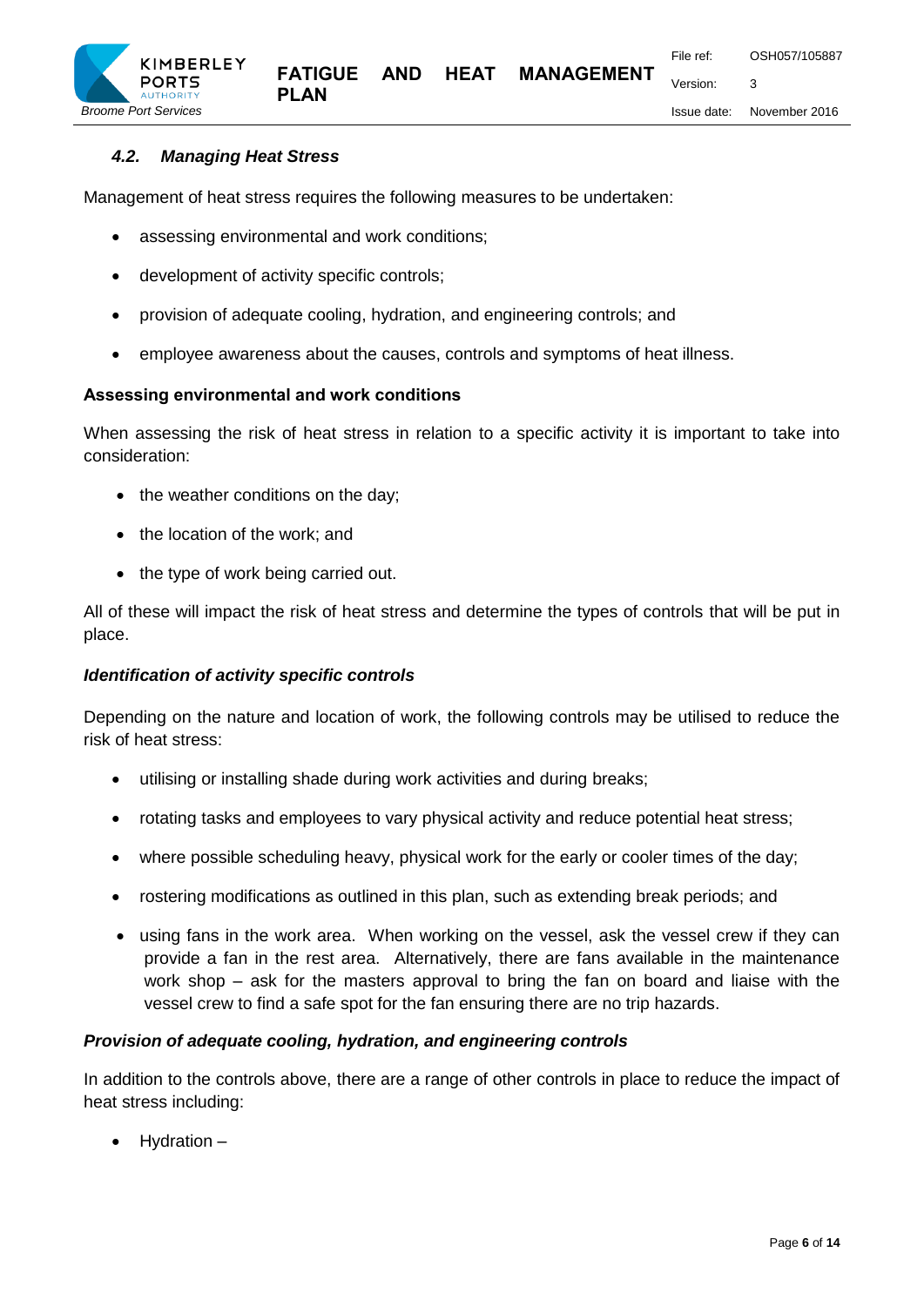### *4.2. Managing Heat Stress*

Management of heat stress requires the following measures to be undertaken:

- assessing environmental and work conditions;
- development of activity specific controls;
- provision of adequate cooling, hydration, and engineering controls; and
- employee awareness about the causes, controls and symptoms of heat illness.

**Assessing environmental and work conditions**

When assessing the risk of heat stress in relation to a specific activity it is important to take into consideration:

- the weather conditions on the day;
- the location of the work; and
- the type of work being carried out.

All of these will impact the risk of heat stress and determine the types of controls that will be put in place.

***Identification of activity specific controls***

Depending on the nature and location of work, the following controls may be utilised to reduce the risk of heat stress:

- utilising or installing shade during work activities and during breaks;
- rotating tasks and employees to vary physical activity and reduce potential heat stress;
- where possible scheduling heavy, physical work for the early or cooler times of the day;
- rostering modifications as outlined in this plan, such as extending break periods; and
- using fans in the work area. When working on the vessel, ask the vessel crew if they can provide a fan in the rest area. Alternatively, there are fans available in the maintenance work shop – ask for the masters approval to bring the fan on board and liaise with the vessel crew to find a safe spot for the fan ensuring there are no trip hazards.

***Provision of adequate cooling, hydration, and engineering controls***

In addition to the controls above, there are a range of other controls in place to reduce the impact of heat stress including:

- Hydration –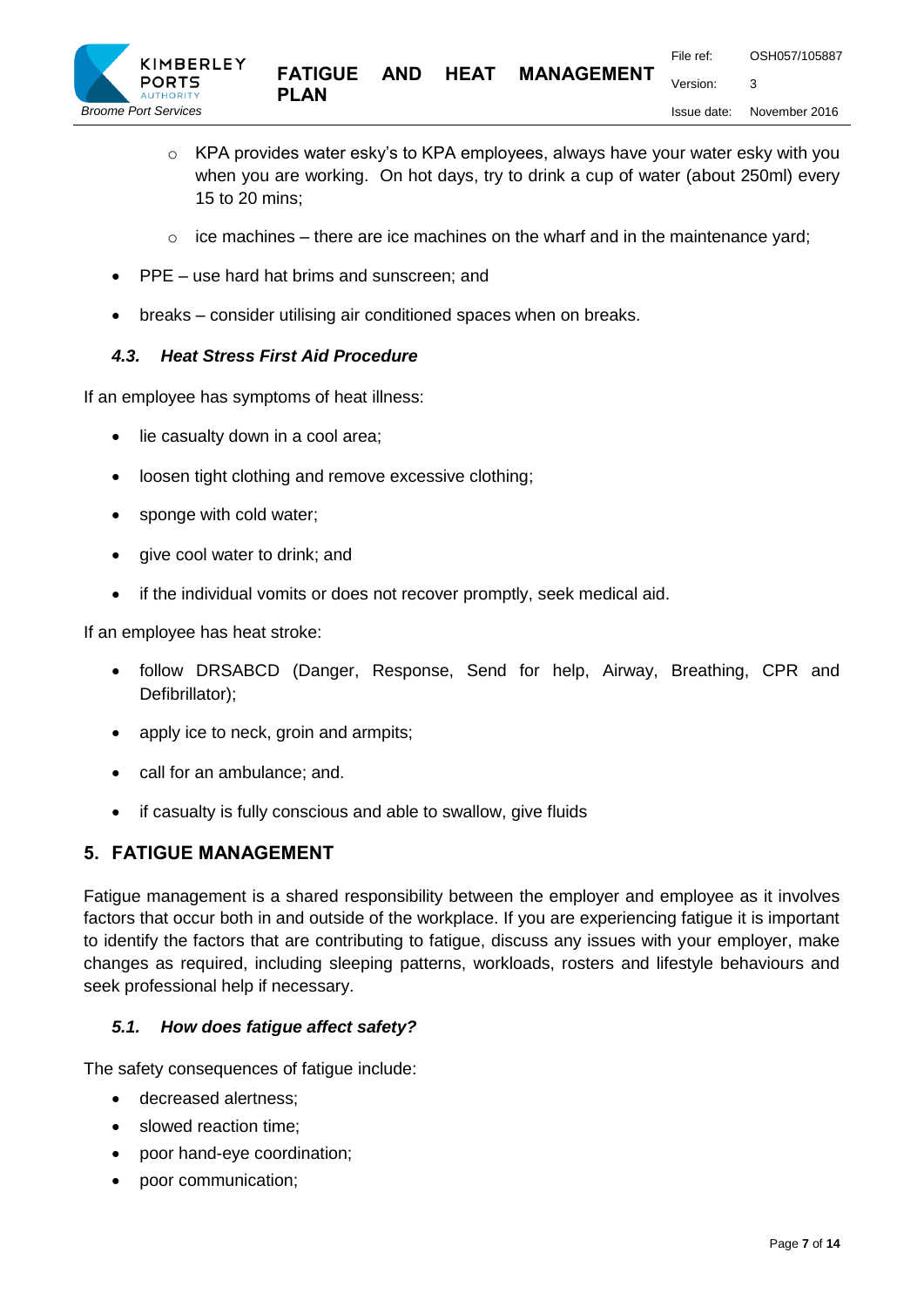- KPA provides water esky's to KPA employees, always have your water esky with you when you are working. On hot days, try to drink a cup of water (about 250ml) every 15 to 20 mins;
  - ice machines – there are ice machines on the wharf and in the maintenance yard;
- PPE – use hard hat brims and sunscreen; and
- breaks – consider utilising air conditioned spaces when on breaks.

### *4.3. Heat Stress First Aid Procedure*

If an employee has symptoms of heat illness:

- lie casualty down in a cool area;
- loosen tight clothing and remove excessive clothing;
- sponge with cold water;
- give cool water to drink; and
- if the individual vomits or does not recover promptly, seek medical aid.

If an employee has heat stroke:

- follow DRSABCD (Danger, Response, Send for help, Airway, Breathing, CPR and Defibrillator);
- apply ice to neck, groin and armpits;
- call for an ambulance; and.
- if casualty is fully conscious and able to swallow, give fluids

## 5. FATIGUE MANAGEMENT

Fatigue management is a shared responsibility between the employer and employee as it involves factors that occur both in and outside of the workplace. If you are experiencing fatigue it is important to identify the factors that are contributing to fatigue, discuss any issues with your employer, make changes as required, including sleeping patterns, workloads, rosters and lifestyle behaviours and seek professional help if necessary.

### *5.1. How does fatigue affect safety?*

The safety consequences of fatigue include:

- decreased alertness;
- slowed reaction time;
- poor hand-eye coordination;
- poor communication;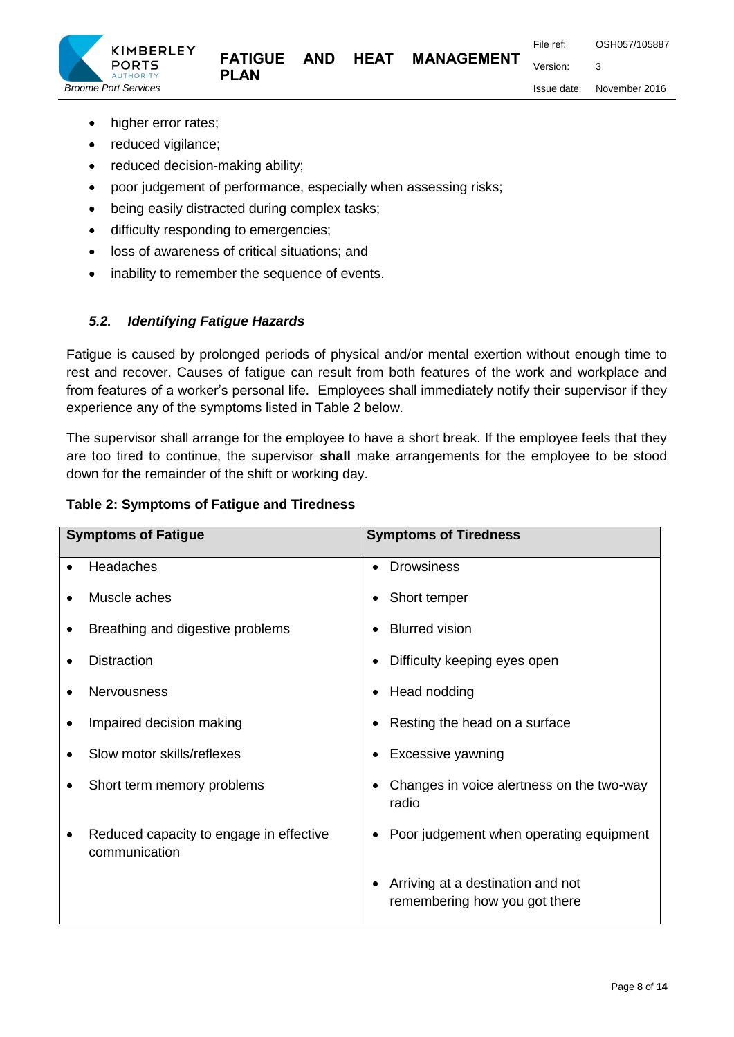- higher error rates;
- reduced vigilance;
- reduced decision-making ability;
- poor judgement of performance, especially when assessing risks;
- being easily distracted during complex tasks;
- difficulty responding to emergencies;
- loss of awareness of critical situations; and
- inability to remember the sequence of events.

### *5.2. Identifying Fatigue Hazards*

Fatigue is caused by prolonged periods of physical and/or mental exertion without enough time to rest and recover. Causes of fatigue can result from both features of the work and workplace and from features of a worker's personal life. Employees shall immediately notify their supervisor if they experience any of the symptoms listed in Table 2 below.

The supervisor shall arrange for the employee to have a short break. If the employee feels that they are too tired to continue, the supervisor **shall** make arrangements for the employee to be stood down for the remainder of the shift or working day.

**Table 2: Symptoms of Fatigue and Tiredness**

| Symptoms of Fatigue | Symptoms of Tiredness |
| --- | --- |
| • Headaches | • Drowsiness |
| • Muscle aches | • Short temper |
| • Breathing and digestive problems | • Blurred vision |
| • Distraction | • Difficulty keeping eyes open |
| • Nervousness | • Head nodding |
| • Impaired decision making | • Resting the head on a surface |
| • Slow motor skills/reflexes | • Excessive yawning |
| • Short term memory problems | • Changes in voice alertness on the two-way radio |
| • Reduced capacity to engage in effective communication | • Poor judgement when operating equipment |
| | • Arriving at a destination and not remembering how you got there |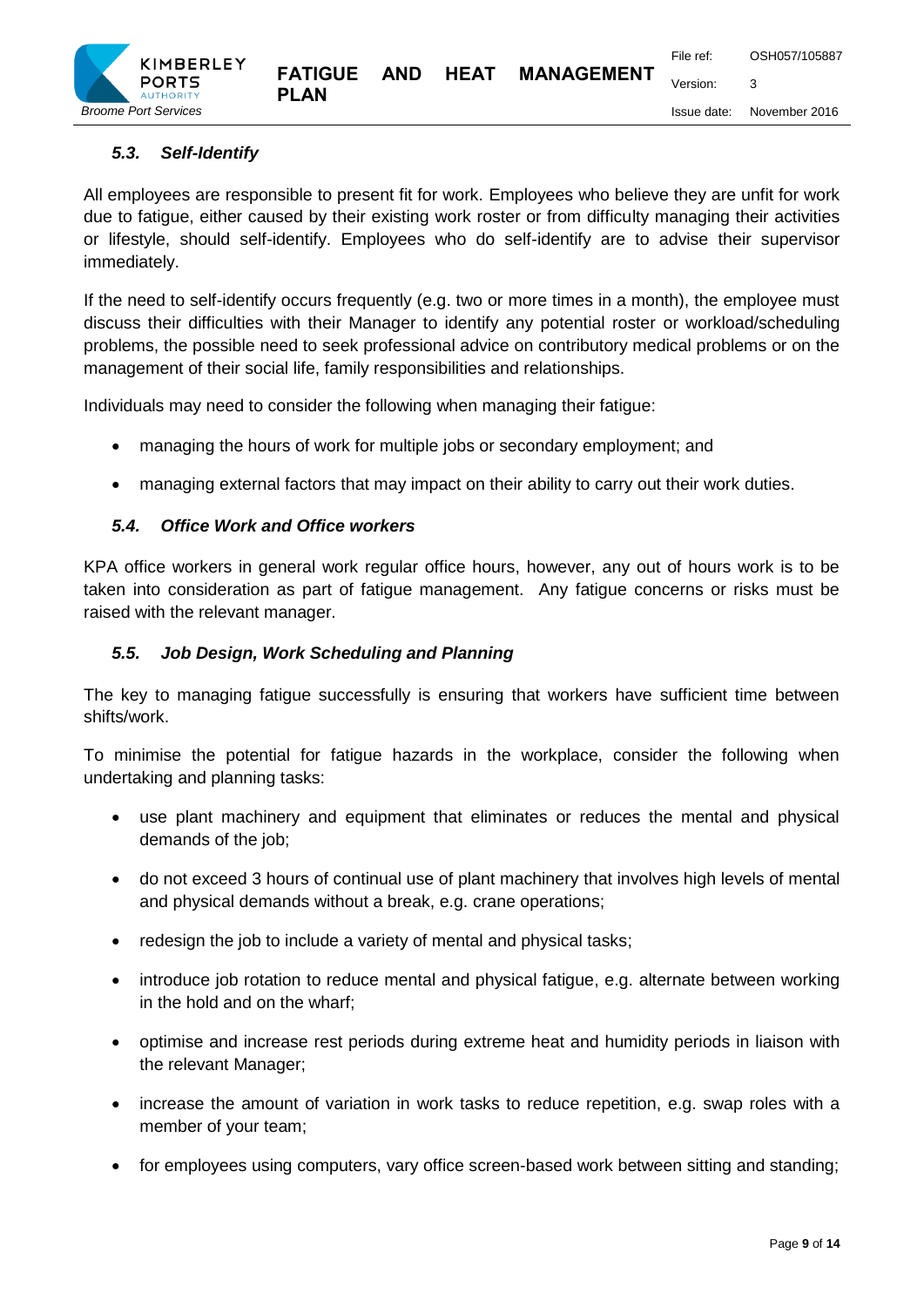### *5.3. Self-Identify*

All employees are responsible to present fit for work. Employees who believe they are unfit for work due to fatigue, either caused by their existing work roster or from difficulty managing their activities or lifestyle, should self-identify. Employees who do self-identify are to advise their supervisor immediately.

If the need to self-identify occurs frequently (e.g. two or more times in a month), the employee must discuss their difficulties with their Manager to identify any potential roster or workload/scheduling problems, the possible need to seek professional advice on contributory medical problems or on the management of their social life, family responsibilities and relationships.

Individuals may need to consider the following when managing their fatigue:

- managing the hours of work for multiple jobs or secondary employment; and
- managing external factors that may impact on their ability to carry out their work duties.

### *5.4. Office Work and Office workers*

KPA office workers in general work regular office hours, however, any out of hours work is to be taken into consideration as part of fatigue management. Any fatigue concerns or risks must be raised with the relevant manager.

### *5.5. Job Design, Work Scheduling and Planning*

The key to managing fatigue successfully is ensuring that workers have sufficient time between shifts/work.

To minimise the potential for fatigue hazards in the workplace, consider the following when undertaking and planning tasks:

- use plant machinery and equipment that eliminates or reduces the mental and physical demands of the job;
- do not exceed 3 hours of continual use of plant machinery that involves high levels of mental and physical demands without a break, e.g. crane operations;
- redesign the job to include a variety of mental and physical tasks;
- introduce job rotation to reduce mental and physical fatigue, e.g. alternate between working in the hold and on the wharf;
- optimise and increase rest periods during extreme heat and humidity periods in liaison with the relevant Manager;
- increase the amount of variation in work tasks to reduce repetition, e.g. swap roles with a member of your team;
- for employees using computers, vary office screen-based work between sitting and standing;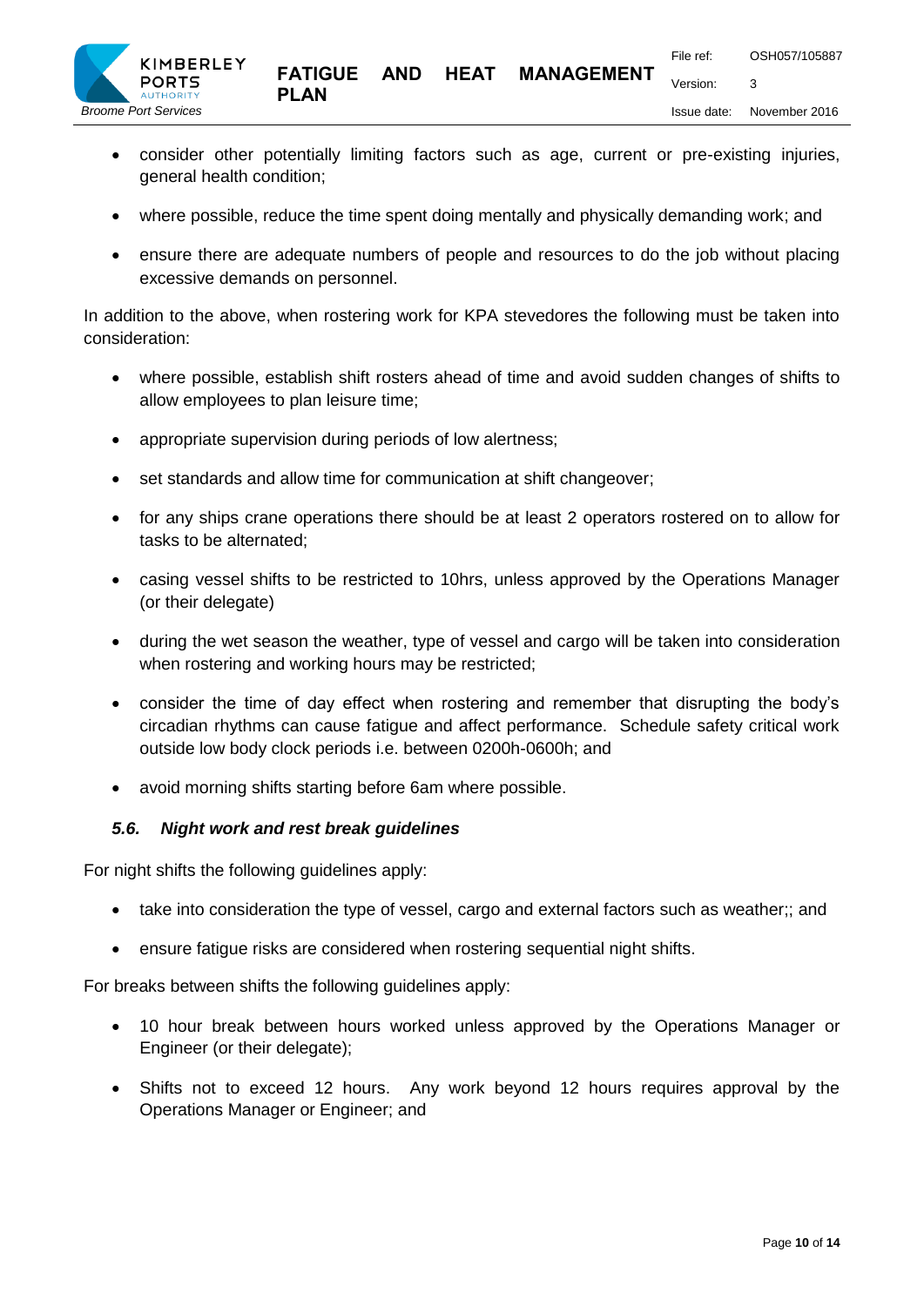- consider other potentially limiting factors such as age, current or pre-existing injuries, general health condition;
- where possible, reduce the time spent doing mentally and physically demanding work; and
- ensure there are adequate numbers of people and resources to do the job without placing excessive demands on personnel.

In addition to the above, when rostering work for KPA stevedores the following must be taken into consideration:

- where possible, establish shift rosters ahead of time and avoid sudden changes of shifts to allow employees to plan leisure time;
- appropriate supervision during periods of low alertness;
- set standards and allow time for communication at shift changeover;
- for any ships crane operations there should be at least 2 operators rostered on to allow for tasks to be alternated;
- casing vessel shifts to be restricted to 10hrs, unless approved by the Operations Manager (or their delegate)
- during the wet season the weather, type of vessel and cargo will be taken into consideration when rostering and working hours may be restricted;
- consider the time of day effect when rostering and remember that disrupting the body's circadian rhythms can cause fatigue and affect performance. Schedule safety critical work outside low body clock periods i.e. between 0200h-0600h; and
- avoid morning shifts starting before 6am where possible.

### *5.6. Night work and rest break guidelines*

For night shifts the following guidelines apply:

- take into consideration the type of vessel, cargo and external factors such as weather;; and
- ensure fatigue risks are considered when rostering sequential night shifts.

For breaks between shifts the following guidelines apply:

- 10 hour break between hours worked unless approved by the Operations Manager or Engineer (or their delegate);
- Shifts not to exceed 12 hours. Any work beyond 12 hours requires approval by the Operations Manager or Engineer; and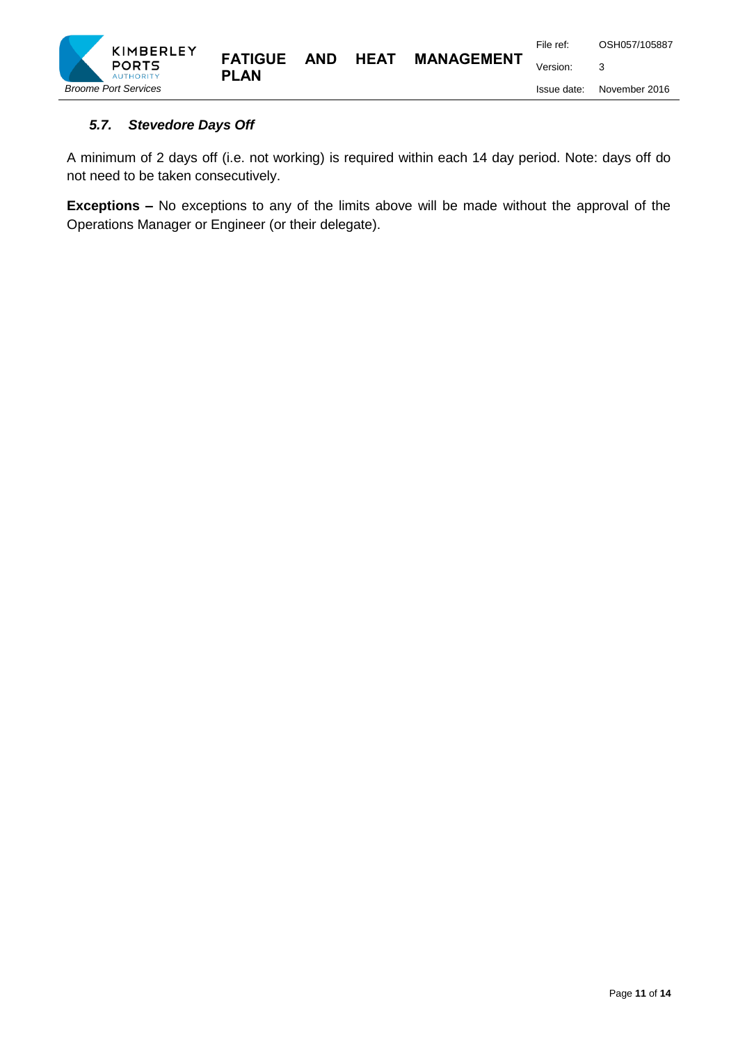### *5.7. Stevedore Days Off*

A minimum of 2 days off (i.e. not working) is required within each 14 day period. Note: days off do not need to be taken consecutively.

**Exceptions –** No exceptions to any of the limits above will be made without the approval of the Operations Manager or Engineer (or their delegate).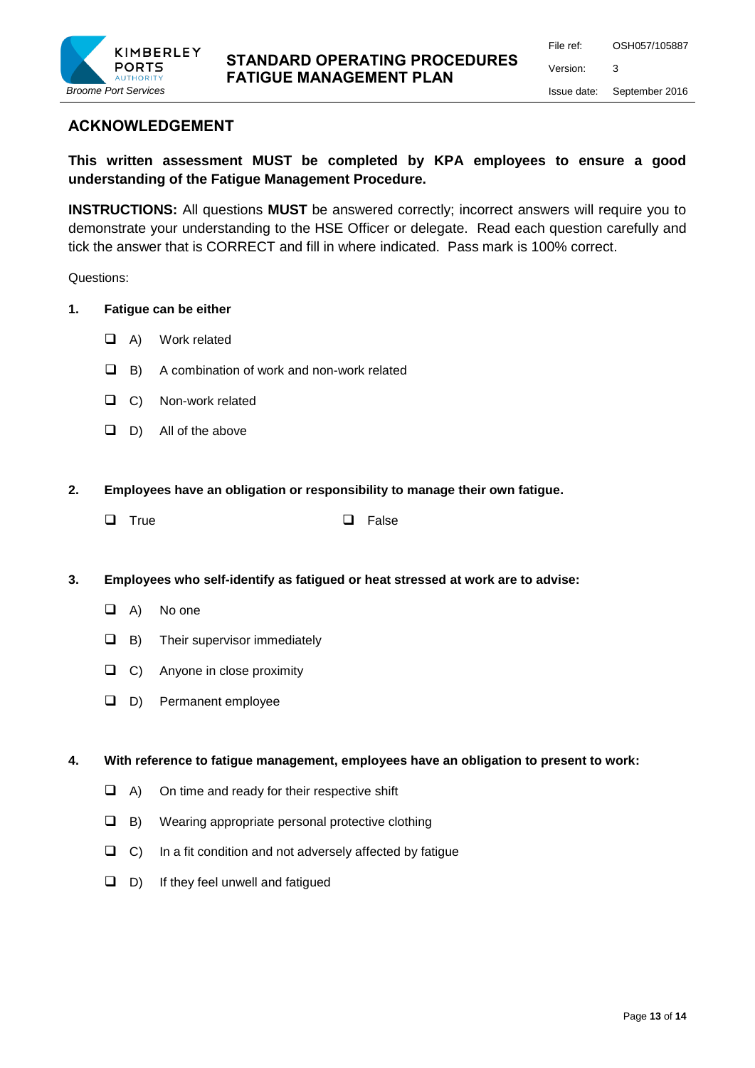## ACKNOWLEDGEMENT

**This written assessment MUST be completed by KPA employees to ensure a good understanding of the Fatigue Management Procedure.**

**INSTRUCTIONS:** All questions **MUST** be answered correctly; incorrect answers will require you to demonstrate your understanding to the HSE Officer or delegate. Read each question carefully and tick the answer that is CORRECT and fill in where indicated. Pass mark is 100% correct.

Questions:

**1. Fatigue can be either**

- ☐ A) Work related
- ☐ B) A combination of work and non-work related
- ☐ C) Non-work related
- ☐ D) All of the above

**2. Employees have an obligation or responsibility to manage their own fatigue.**

- ☐ True
- ☐ False

**3. Employees who self-identify as fatigued or heat stressed at work are to advise:**

- ☐ A) No one
- ☐ B) Their supervisor immediately
- ☐ C) Anyone in close proximity
- ☐ D) Permanent employee

**4. With reference to fatigue management, employees have an obligation to present to work:**

- ☐ A) On time and ready for their respective shift
- ☐ B) Wearing appropriate personal protective clothing
- ☐ C) In a fit condition and not adversely affected by fatigue
- ☐ D) If they feel unwell and fatigued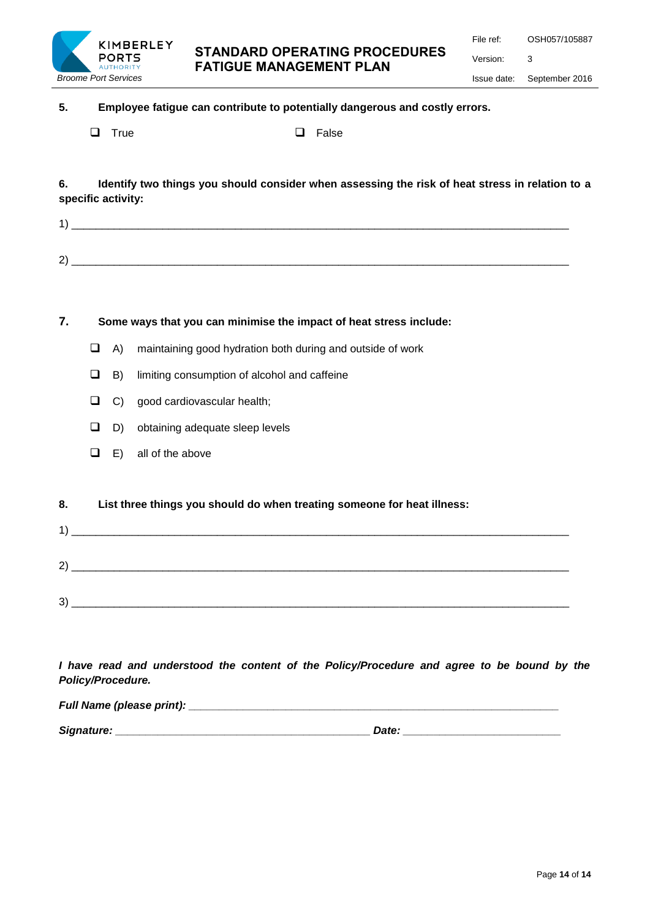**5. Employee fatigue can contribute to potentially dangerous and costly errors.**

- ❑ True
- ❑ False

**6. Identify two things you should consider when assessing the risk of heat stress in relation to a specific activity:**

1) ______________________________________________________________________________

2) ______________________________________________________________________________

**7. Some ways that you can minimise the impact of heat stress include:**

- ❑ A) maintaining good hydration both during and outside of work
- ❑ B) limiting consumption of alcohol and caffeine
- ❑ C) good cardiovascular health;
- ❑ D) obtaining adequate sleep levels
- ❑ E) all of the above

**8. List three things you should do when treating someone for heat illness:**

1) ______________________________________________________________________________

2) ______________________________________________________________________________

3) ______________________________________________________________________________

***I have read and understood the content of the Policy/Procedure and agree to be bound by the Policy/Procedure.***

***Full Name (please print):*** ______________________________________________________________

***Signature:*** ________________________________________ ***Date:*** _________________________